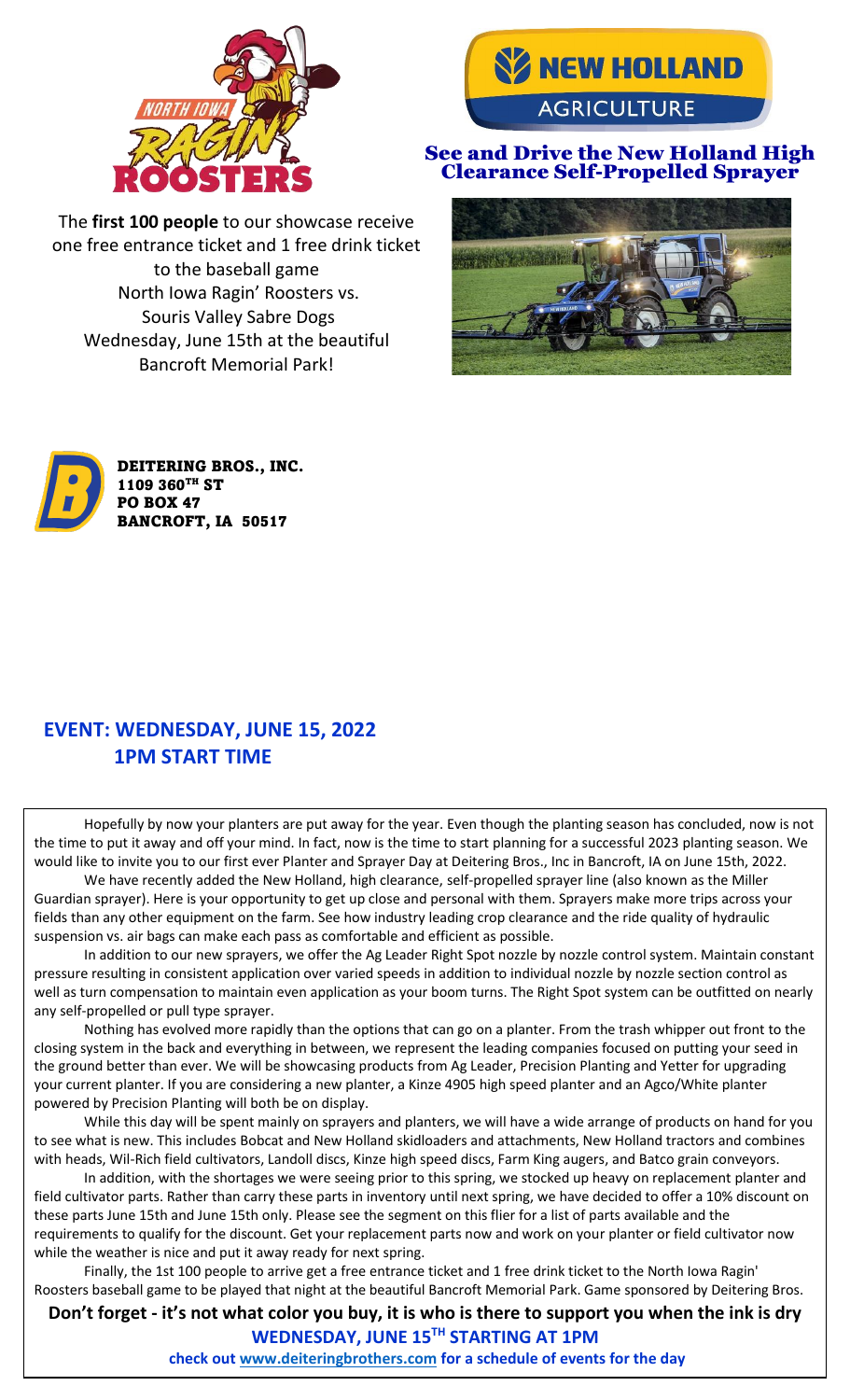## See and Drive the New Holland High Clearance Self-Propelled Sprayer

The **first 100 people** to our showcase receive one free entrance ticket and 1 free drink ticket to the baseball game North Iowa Ragin' Roosters vs. Souris Valley Sabre Dogs Wednesday, June 15th at the beautiful Bancroft Memorial Park!

**DEITERING BROS., INC.**
**1109 360TH ST**
**PO BOX 47**
**BANCROFT, IA 50517**

## EVENT: WEDNESDAY, JUNE 15, 2022
## 1PM START TIME

Hopefully by now your planters are put away for the year. Even though the planting season has concluded, now is not the time to put it away and off your mind. In fact, now is the time to start planning for a successful 2023 planting season. We would like to invite you to our first ever Planter and Sprayer Day at Deitering Bros., Inc in Bancroft, IA on June 15th, 2022.

We have recently added the New Holland, high clearance, self-propelled sprayer line (also known as the Miller Guardian sprayer). Here is your opportunity to get up close and personal with them. Sprayers make more trips across your fields than any other equipment on the farm. See how industry leading crop clearance and the ride quality of hydraulic suspension vs. air bags can make each pass as comfortable and efficient as possible.

In addition to our new sprayers, we offer the Ag Leader Right Spot nozzle by nozzle control system. Maintain constant pressure resulting in consistent application over varied speeds in addition to individual nozzle by nozzle section control as well as turn compensation to maintain even application as your boom turns. The Right Spot system can be outfitted on nearly any self-propelled or pull type sprayer.

Nothing has evolved more rapidly than the options that can go on a planter. From the trash whipper out front to the closing system in the back and everything in between, we represent the leading companies focused on putting your seed in the ground better than ever. We will be showcasing products from Ag Leader, Precision Planting and Yetter for upgrading your current planter. If you are considering a new planter, a Kinze 4905 high speed planter and an Agco/White planter powered by Precision Planting will both be on display.

While this day will be spent mainly on sprayers and planters, we will have a wide arrange of products on hand for you to see what is new. This includes Bobcat and New Holland skidloaders and attachments, New Holland tractors and combines with heads, Wil-Rich field cultivators, Landoll discs, Kinze high speed discs, Farm King augers, and Batco grain conveyors.

In addition, with the shortages we were seeing prior to this spring, we stocked up heavy on replacement planter and field cultivator parts. Rather than carry these parts in inventory until next spring, we have decided to offer a 10% discount on these parts June 15th and June 15th only. Please see the segment on this flier for a list of parts available and the requirements to qualify for the discount. Get your replacement parts now and work on your planter or field cultivator now while the weather is nice and put it away ready for next spring.

Finally, the 1st 100 people to arrive get a free entrance ticket and 1 free drink ticket to the North Iowa Ragin' Roosters baseball game to be played that night at the beautiful Bancroft Memorial Park. Game sponsored by Deitering Bros.

**Don't forget - it's not what color you buy, it is who is there to support you when the ink is dry**

**WEDNESDAY, JUNE 15TH STARTING AT 1PM**

**check out www.deiteringbrothers.com for a schedule of events for the day**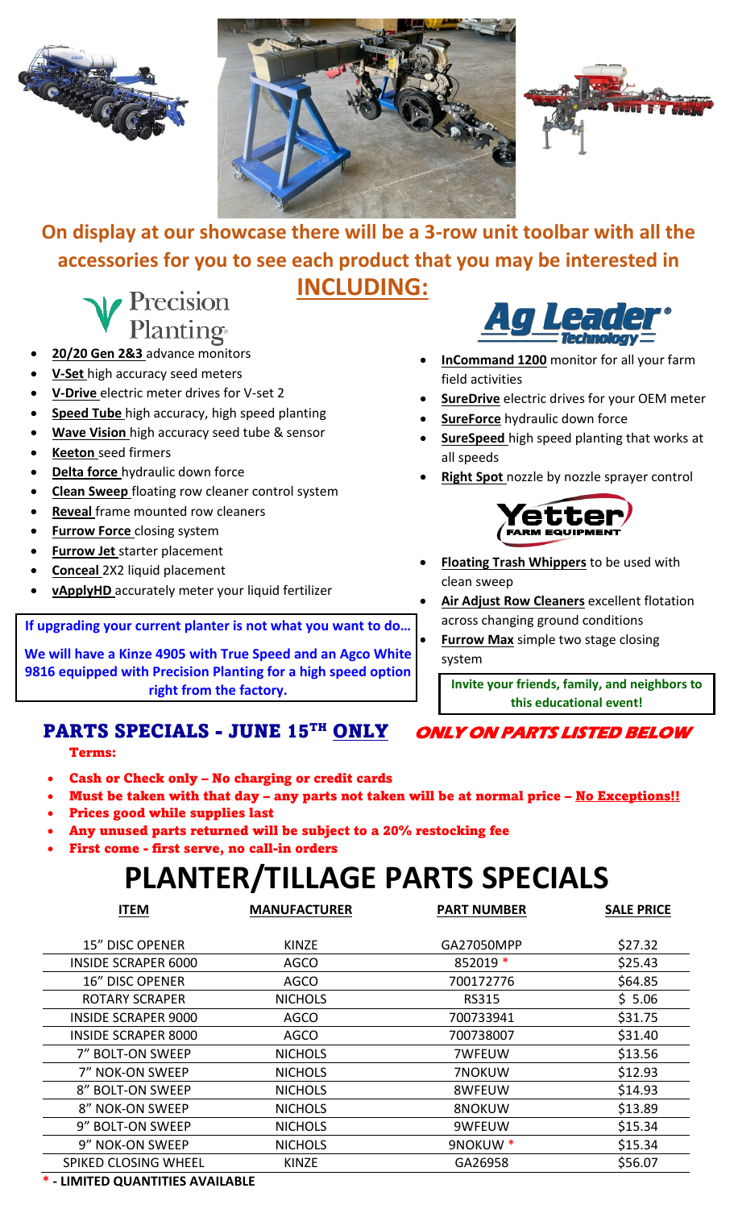**On display at our showcase there will be a 3-row unit toolbar with all the accessories for you to see each product that you may be interested in**

## INCLUDING:

### Precision Planting

- **20/20 Gen 2&3** advance monitors
- **V-Set** high accuracy seed meters
- **V-Drive** electric meter drives for V-set 2
- **Speed Tube** high accuracy, high speed planting
- **Wave Vision** high accuracy seed tube & sensor
- **Keeton** seed firmers
- **Delta force** hydraulic down force
- **Clean Sweep** floating row cleaner control system
- **Reveal** frame mounted row cleaners
- **Furrow Force** closing system
- **Furrow Jet** starter placement
- **Conceal** 2X2 liquid placement
- **vApplyHD** accurately meter your liquid fertilizer

**If upgrading your current planter is not what you want to do…**

**We will have a Kinze 4905 with True Speed and an Agco White 9816 equipped with Precision Planting for a high speed option right from the factory.**

### Ag Leader Technology

- **InCommand 1200** monitor for all your farm field activities
- **SureDrive** electric drives for your OEM meter
- **SureForce** hydraulic down force
- **SureSpeed** high speed planting that works at all speeds
- **Right Spot** nozzle by nozzle sprayer control

### Yetter Farm Equipment

- **Floating Trash Whippers** to be used with clean sweep
- **Air Adjust Row Cleaners** excellent flotation across changing ground conditions
- **Furrow Max** simple two stage closing system

**Invite your friends, family, and neighbors to this educational event!**

## PARTS SPECIALS - JUNE 15TH ONLY

***ONLY ON PARTS LISTED BELOW***

**Terms:**

- Cash or Check only – No charging or credit cards
- Must be taken with that day – any parts not taken will be at normal price – No Exceptions!!
- Prices good while supplies last
- Any unused parts returned will be subject to a 20% restocking fee
- First come - first serve, no call-in orders

# PLANTER/TILLAGE PARTS SPECIALS

| ITEM | MANUFACTURER | PART NUMBER | SALE PRICE |
|---|---|---|---|
| 15" DISC OPENER | KINZE | GA27050MPP | $27.32 |
| INSIDE SCRAPER 6000 | AGCO | 852019 * | $25.43 |
| 16" DISC OPENER | AGCO | 700172776 | $64.85 |
| ROTARY SCRAPER | NICHOLS | RS315 | $ 5.06 |
| INSIDE SCRAPER 9000 | AGCO | 700733941 | $31.75 |
| INSIDE SCRAPER 8000 | AGCO | 700738007 | $31.40 |
| 7" BOLT-ON SWEEP | NICHOLS | 7WFEUW | $13.56 |
| 7" NOK-ON SWEEP | NICHOLS | 7NOKUW | $12.93 |
| 8" BOLT-ON SWEEP | NICHOLS | 8WFEUW | $14.93 |
| 8" NOK-ON SWEEP | NICHOLS | 8NOKUW | $13.89 |
| 9" BOLT-ON SWEEP | NICHOLS | 9WFEUW | $15.34 |
| 9" NOK-ON SWEEP | NICHOLS | 9NOKUW * | $15.34 |
| SPIKED CLOSING WHEEL | KINZE | GA26958 | $56.07 |

**\* - LIMITED QUANTITIES AVAILABLE**